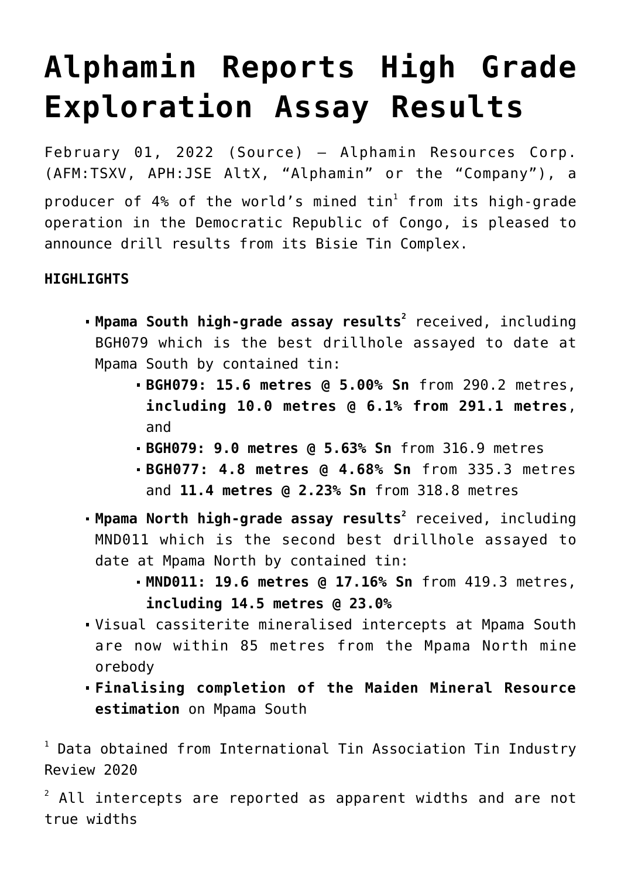# Alphamin Reports High Grade Exploration Assay Results

February 01, 2022 (Source) — Alphamin Resources Corp. (AFM:TSXV, APH:JSE AltX, "Alphamin" or the "Company"), a producer of 4% of the world's mined tin[1] from its high-grade operation in the Democratic Republic of Congo, is pleased to announce drill results from its Bisie Tin Complex.

**HIGHLIGHTS**

- **Mpama South high-grade assay results**[2] received, including BGH079 which is the best drillhole assayed to date at Mpama South by contained tin:
  - **BGH079: 15.6 metres @ 5.00% Sn** from 290.2 metres, **including 10.0 metres @ 6.1% from 291.1 metres**, and
  - **BGH079: 9.0 metres @ 5.63% Sn** from 316.9 metres
  - **BGH077: 4.8 metres @ 4.68% Sn** from 335.3 metres and **11.4 metres @ 2.23% Sn** from 318.8 metres
- **Mpama North high-grade assay results**[2] received, including MND011 which is the second best drillhole assayed to date at Mpama North by contained tin:
  - **MND011: 19.6 metres @ 17.16% Sn** from 419.3 metres, **including 14.5 metres @ 23.0%**
- Visual cassiterite mineralised intercepts at Mpama South are now within 85 metres from the Mpama North mine orebody
- **Finalising completion of the Maiden Mineral Resource estimation** on Mpama South

[1] Data obtained from International Tin Association Tin Industry Review 2020

[2] All intercepts are reported as apparent widths and are not true widths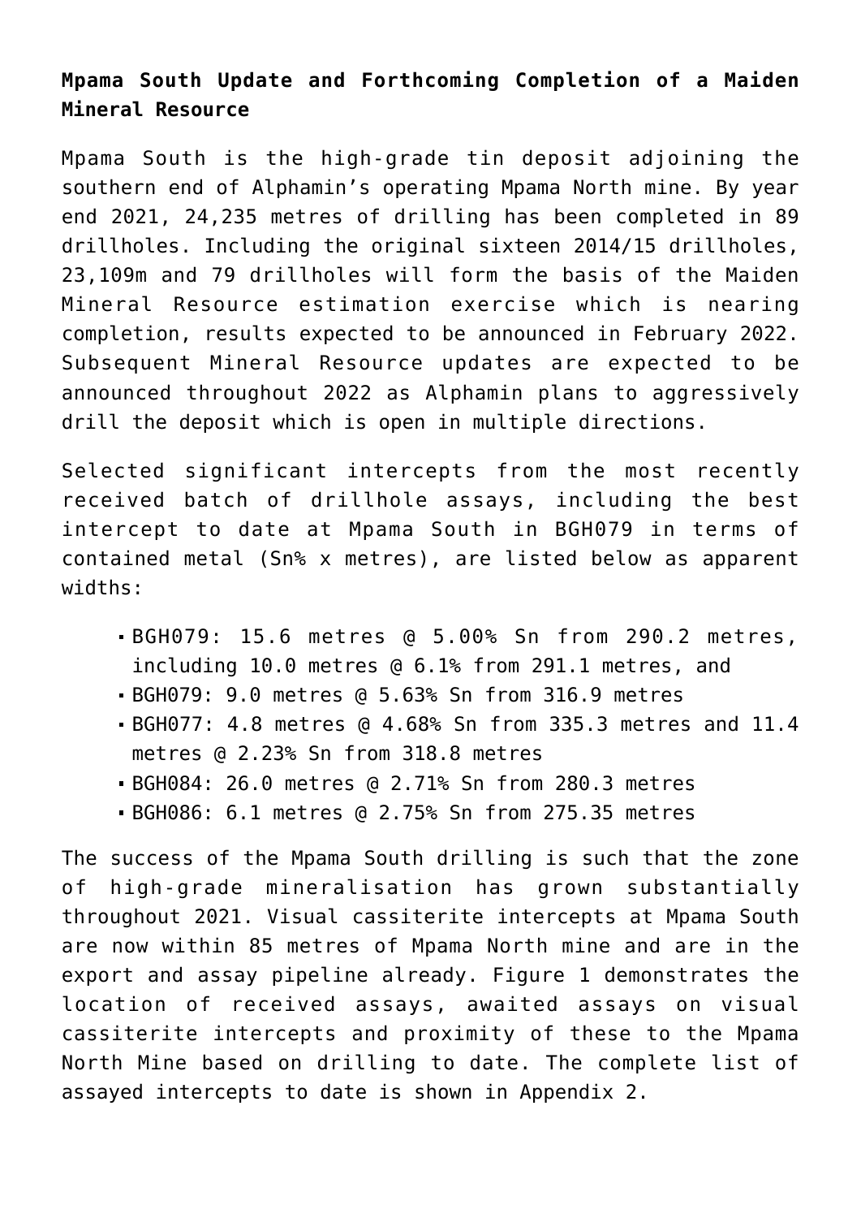**Mpama South Update and Forthcoming Completion of a Maiden Mineral Resource**

Mpama South is the high-grade tin deposit adjoining the southern end of Alphamin's operating Mpama North mine. By year end 2021, 24,235 metres of drilling has been completed in 89 drillholes. Including the original sixteen 2014/15 drillholes, 23,109m and 79 drillholes will form the basis of the Maiden Mineral Resource estimation exercise which is nearing completion, results expected to be announced in February 2022. Subsequent Mineral Resource updates are expected to be announced throughout 2022 as Alphamin plans to aggressively drill the deposit which is open in multiple directions.

Selected significant intercepts from the most recently received batch of drillhole assays, including the best intercept to date at Mpama South in BGH079 in terms of contained metal (Sn% x metres), are listed below as apparent widths:

- BGH079: 15.6 metres @ 5.00% Sn from 290.2 metres, including 10.0 metres @ 6.1% from 291.1 metres, and
- BGH079: 9.0 metres @ 5.63% Sn from 316.9 metres
- BGH077: 4.8 metres @ 4.68% Sn from 335.3 metres and 11.4 metres @ 2.23% Sn from 318.8 metres
- BGH084: 26.0 metres @ 2.71% Sn from 280.3 metres
- BGH086: 6.1 metres @ 2.75% Sn from 275.35 metres

The success of the Mpama South drilling is such that the zone of high-grade mineralisation has grown substantially throughout 2021. Visual cassiterite intercepts at Mpama South are now within 85 metres of Mpama North mine and are in the export and assay pipeline already. Figure 1 demonstrates the location of received assays, awaited assays on visual cassiterite intercepts and proximity of these to the Mpama North Mine based on drilling to date. The complete list of assayed intercepts to date is shown in Appendix 2.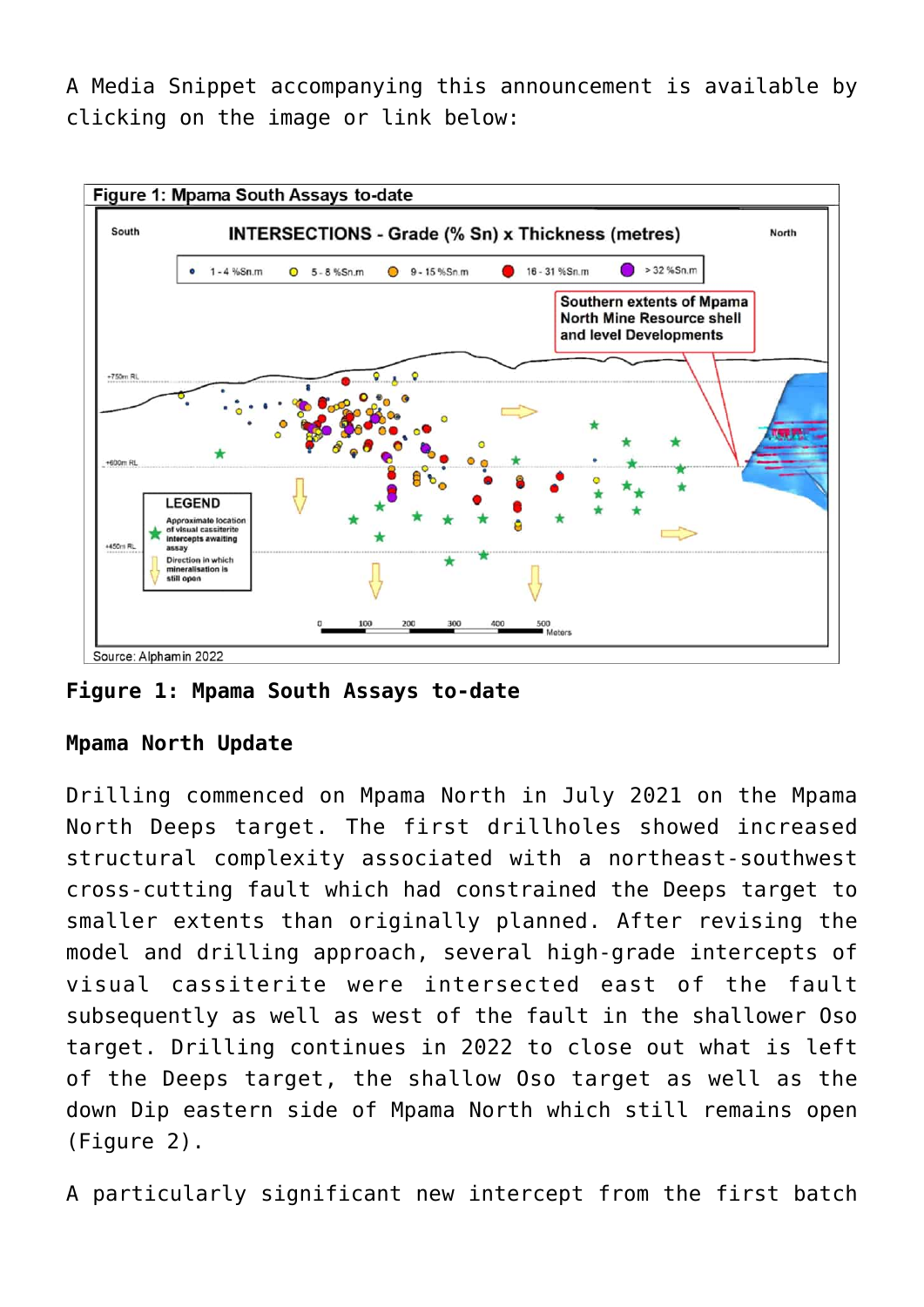A Media Snippet accompanying this announcement is available by clicking on the image or link below:

**Figure 1: Mpama South Assays to-date**

**Mpama North Update**

Drilling commenced on Mpama North in July 2021 on the Mpama North Deeps target. The first drillholes showed increased structural complexity associated with a northeast-southwest cross-cutting fault which had constrained the Deeps target to smaller extents than originally planned. After revising the model and drilling approach, several high-grade intercepts of visual cassiterite were intersected east of the fault subsequently as well as west of the fault in the shallower Oso target. Drilling continues in 2022 to close out what is left of the Deeps target, the shallow Oso target as well as the down Dip eastern side of Mpama North which still remains open (Figure 2).

A particularly significant new intercept from the first batch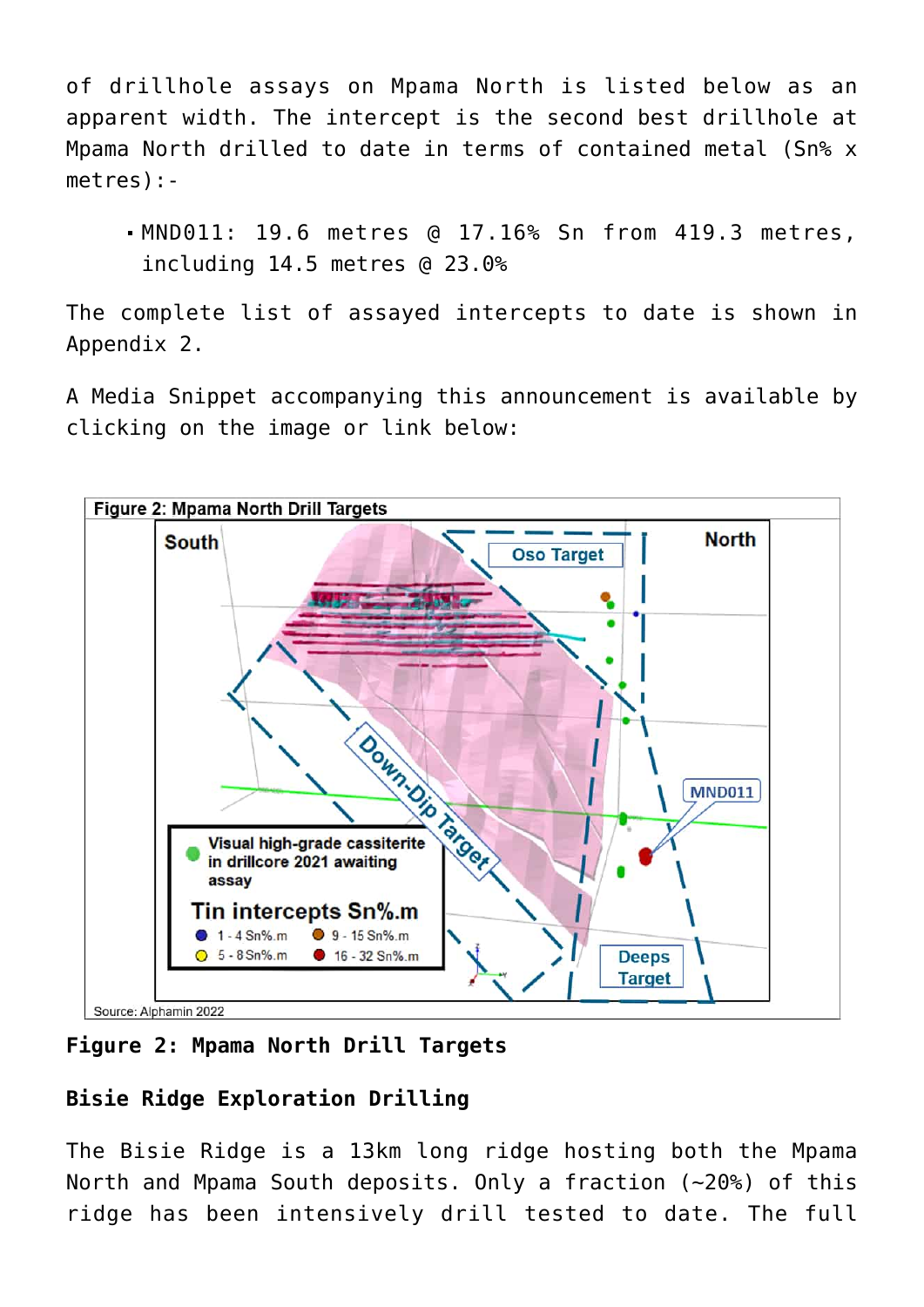of drillhole assays on Mpama North is listed below as an apparent width. The intercept is the second best drillhole at Mpama North drilled to date in terms of contained metal (Sn% x metres):-

- MND011: 19.6 metres @ 17.16% Sn from 419.3 metres, including 14.5 metres @ 23.0%

The complete list of assayed intercepts to date is shown in Appendix 2.

A Media Snippet accompanying this announcement is available by clicking on the image or link below:

**Figure 2: Mpama North Drill Targets**

## Bisie Ridge Exploration Drilling

The Bisie Ridge is a 13km long ridge hosting both the Mpama North and Mpama South deposits. Only a fraction (~20%) of this ridge has been intensively drill tested to date. The full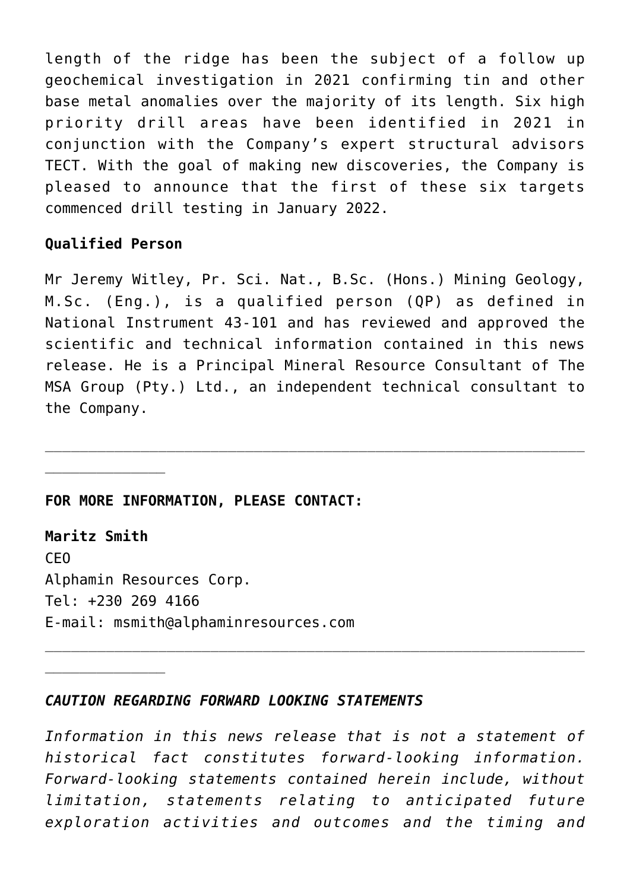length of the ridge has been the subject of a follow up geochemical investigation in 2021 confirming tin and other base metal anomalies over the majority of its length. Six high priority drill areas have been identified in 2021 in conjunction with the Company's expert structural advisors TECT. With the goal of making new discoveries, the Company is pleased to announce that the first of these six targets commenced drill testing in January 2022.

**Qualified Person**

Mr Jeremy Witley, Pr. Sci. Nat., B.Sc. (Hons.) Mining Geology, M.Sc. (Eng.), is a qualified person (QP) as defined in National Instrument 43-101 and has reviewed and approved the scientific and technical information contained in this news release. He is a Principal Mineral Resource Consultant of The MSA Group (Pty.) Ltd., an independent technical consultant to the Company.

---

**FOR MORE INFORMATION, PLEASE CONTACT:**

**Maritz Smith**
CEO
Alphamin Resources Corp.
Tel: +230 269 4166
E-mail: msmith@alphaminresources.com

---

***CAUTION REGARDING FORWARD LOOKING STATEMENTS***

*Information in this news release that is not a statement of historical fact constitutes forward-looking information. Forward-looking statements contained herein include, without limitation, statements relating to anticipated future exploration activities and outcomes and the timing and*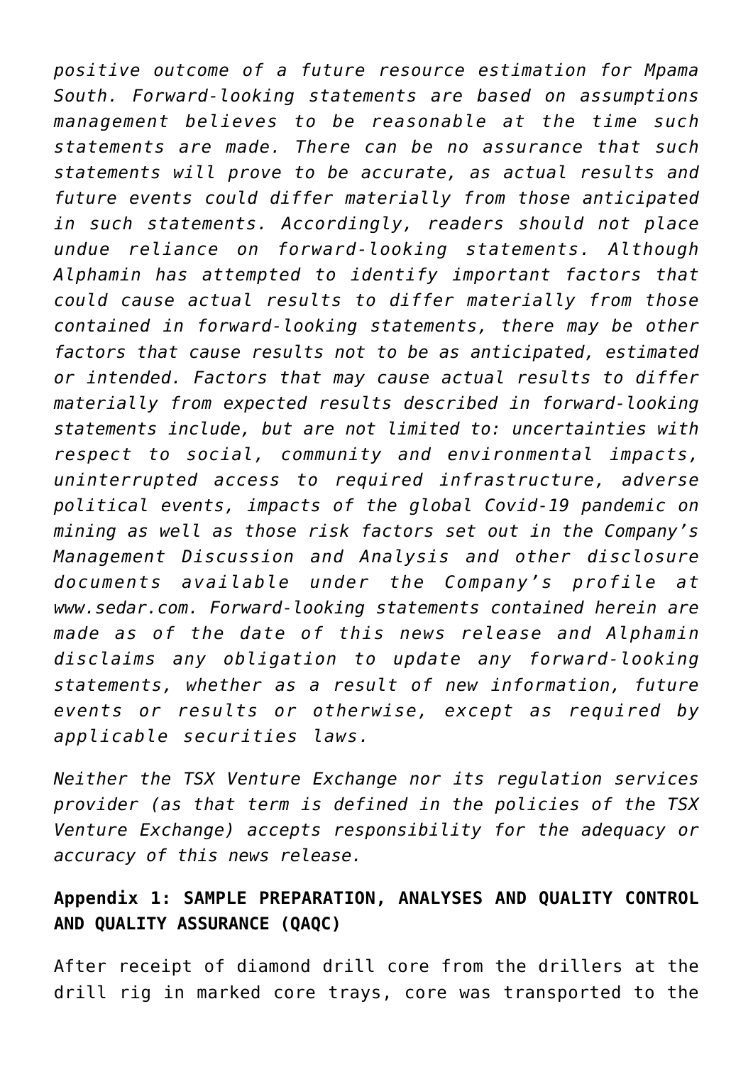*positive outcome of a future resource estimation for Mpama South. Forward-looking statements are based on assumptions management believes to be reasonable at the time such statements are made. There can be no assurance that such statements will prove to be accurate, as actual results and future events could differ materially from those anticipated in such statements. Accordingly, readers should not place undue reliance on forward-looking statements. Although Alphamin has attempted to identify important factors that could cause actual results to differ materially from those contained in forward-looking statements, there may be other factors that cause results not to be as anticipated, estimated or intended. Factors that may cause actual results to differ materially from expected results described in forward-looking statements include, but are not limited to: uncertainties with respect to social, community and environmental impacts, uninterrupted access to required infrastructure, adverse political events, impacts of the global Covid-19 pandemic on mining as well as those risk factors set out in the Company's Management Discussion and Analysis and other disclosure documents available under the Company's profile at www.sedar.com. Forward-looking statements contained herein are made as of the date of this news release and Alphamin disclaims any obligation to update any forward-looking statements, whether as a result of new information, future events or results or otherwise, except as required by applicable securities laws.*

*Neither the TSX Venture Exchange nor its regulation services provider (as that term is defined in the policies of the TSX Venture Exchange) accepts responsibility for the adequacy or accuracy of this news release.*

**Appendix 1: SAMPLE PREPARATION, ANALYSES AND QUALITY CONTROL AND QUALITY ASSURANCE (QAQC)**

After receipt of diamond drill core from the drillers at the drill rig in marked core trays, core was transported to the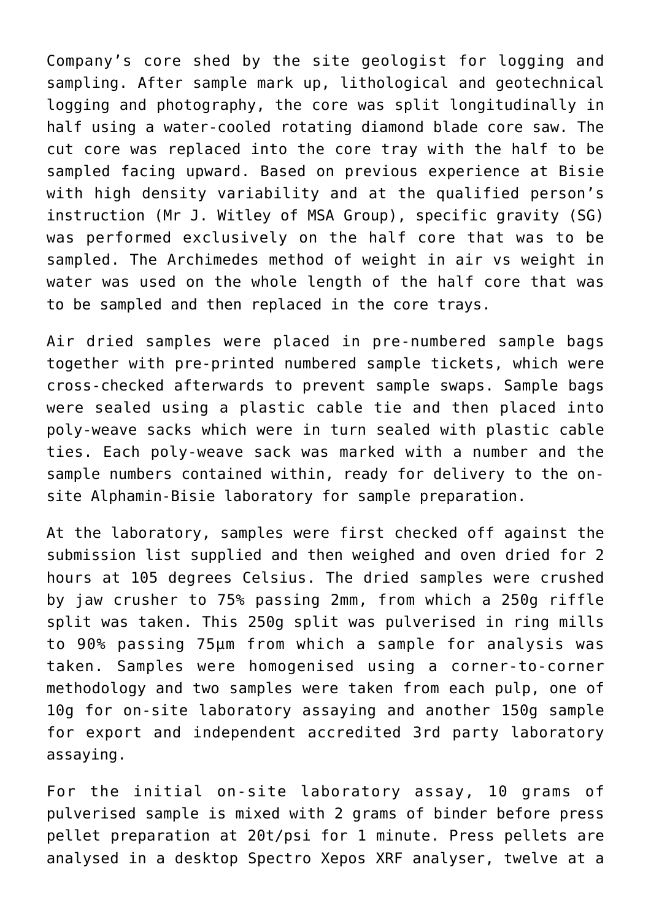Company's core shed by the site geologist for logging and sampling. After sample mark up, lithological and geotechnical logging and photography, the core was split longitudinally in half using a water-cooled rotating diamond blade core saw. The cut core was replaced into the core tray with the half to be sampled facing upward. Based on previous experience at Bisie with high density variability and at the qualified person's instruction (Mr J. Witley of MSA Group), specific gravity (SG) was performed exclusively on the half core that was to be sampled. The Archimedes method of weight in air vs weight in water was used on the whole length of the half core that was to be sampled and then replaced in the core trays.

Air dried samples were placed in pre-numbered sample bags together with pre-printed numbered sample tickets, which were cross-checked afterwards to prevent sample swaps. Sample bags were sealed using a plastic cable tie and then placed into poly-weave sacks which were in turn sealed with plastic cable ties. Each poly-weave sack was marked with a number and the sample numbers contained within, ready for delivery to the on-site Alphamin-Bisie laboratory for sample preparation.

At the laboratory, samples were first checked off against the submission list supplied and then weighed and oven dried for 2 hours at 105 degrees Celsius. The dried samples were crushed by jaw crusher to 75% passing 2mm, from which a 250g riffle split was taken. This 250g split was pulverised in ring mills to 90% passing 75µm from which a sample for analysis was taken. Samples were homogenised using a corner-to-corner methodology and two samples were taken from each pulp, one of 10g for on-site laboratory assaying and another 150g sample for export and independent accredited 3rd party laboratory assaying.

For the initial on-site laboratory assay, 10 grams of pulverised sample is mixed with 2 grams of binder before press pellet preparation at 20t/psi for 1 minute. Press pellets are analysed in a desktop Spectro Xepos XRF analyser, twelve at a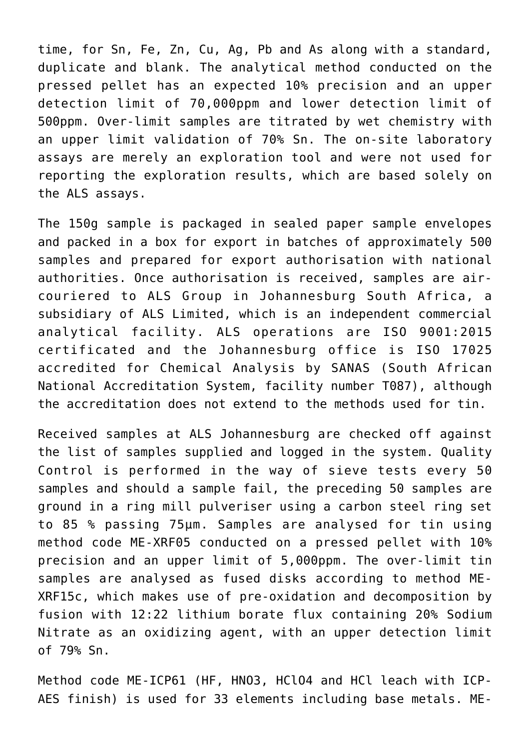time, for Sn, Fe, Zn, Cu, Ag, Pb and As along with a standard, duplicate and blank. The analytical method conducted on the pressed pellet has an expected 10% precision and an upper detection limit of 70,000ppm and lower detection limit of 500ppm. Over-limit samples are titrated by wet chemistry with an upper limit validation of 70% Sn. The on-site laboratory assays are merely an exploration tool and were not used for reporting the exploration results, which are based solely on the ALS assays.

The 150g sample is packaged in sealed paper sample envelopes and packed in a box for export in batches of approximately 500 samples and prepared for export authorisation with national authorities. Once authorisation is received, samples are air-couriered to ALS Group in Johannesburg South Africa, a subsidiary of ALS Limited, which is an independent commercial analytical facility. ALS operations are ISO 9001:2015 certificated and the Johannesburg office is ISO 17025 accredited for Chemical Analysis by SANAS (South African National Accreditation System, facility number T087), although the accreditation does not extend to the methods used for tin.

Received samples at ALS Johannesburg are checked off against the list of samples supplied and logged in the system. Quality Control is performed in the way of sieve tests every 50 samples and should a sample fail, the preceding 50 samples are ground in a ring mill pulveriser using a carbon steel ring set to 85 % passing 75µm. Samples are analysed for tin using method code ME-XRF05 conducted on a pressed pellet with 10% precision and an upper limit of 5,000ppm. The over-limit tin samples are analysed as fused disks according to method ME-XRF15c, which makes use of pre-oxidation and decomposition by fusion with 12:22 lithium borate flux containing 20% Sodium Nitrate as an oxidizing agent, with an upper detection limit of 79% Sn.

Method code ME-ICP61 (HF, $HNO_3$, $HClO_4$ and HCl leach with ICP-AES finish) is used for 33 elements including base metals. ME-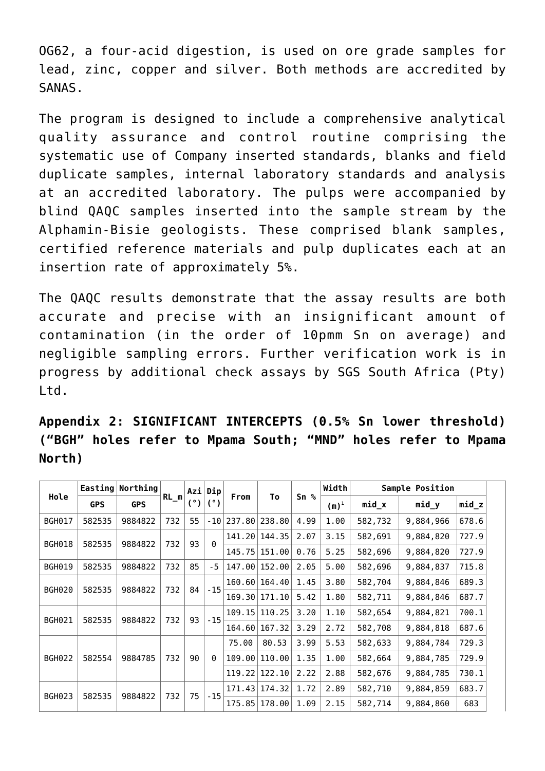OG62, a four-acid digestion, is used on ore grade samples for lead, zinc, copper and silver. Both methods are accredited by SANAS.

The program is designed to include a comprehensive analytical quality assurance and control routine comprising the systematic use of Company inserted standards, blanks and field duplicate samples, internal laboratory standards and analysis at an accredited laboratory. The pulps were accompanied by blind QAQC samples inserted into the sample stream by the Alphamin-Bisie geologists. These comprised blank samples, certified reference materials and pulp duplicates each at an insertion rate of approximately 5%.

The QAQC results demonstrate that the assay results are both accurate and precise with an insignificant amount of contamination (in the order of 10pmm Sn on average) and negligible sampling errors. Further verification work is in progress by additional check assays by SGS South Africa (Pty) Ltd.

**Appendix 2: SIGNIFICANT INTERCEPTS (0.5% Sn lower threshold) ("BGH" holes refer to Mpama South; "MND" holes refer to Mpama North)**

| Hole | Easting | Northing | RL_m | Azi (°) | Dip (°) | From | To | Sn % | Width | Sample Position | | |
|---|---|---|---|---|---|---|---|---|---|---|---|---|
| | GPS | GPS | | | | | | | (m)[1] | mid_x | mid_y | mid_z |
| BGH017 | 582535 | 9884822 | 732 | 55 | -10 | 237.80 | 238.80 | 4.99 | 1.00 | 582,732 | 9,884,966 | 678.6 |
| BGH018 | 582535 | 9884822 | 732 | 93 | 0 | 141.20 | 144.35 | 2.07 | 3.15 | 582,691 | 9,884,820 | 727.9 |
| | | | | | | 145.75 | 151.00 | 0.76 | 5.25 | 582,696 | 9,884,820 | 727.9 |
| BGH019 | 582535 | 9884822 | 732 | 85 | -5 | 147.00 | 152.00 | 2.05 | 5.00 | 582,696 | 9,884,837 | 715.8 |
| BGH020 | 582535 | 9884822 | 732 | 84 | -15 | 160.60 | 164.40 | 1.45 | 3.80 | 582,704 | 9,884,846 | 689.3 |
| | | | | | | 169.30 | 171.10 | 5.42 | 1.80 | 582,711 | 9,884,846 | 687.7 |
| BGH021 | 582535 | 9884822 | 732 | 93 | -15 | 109.15 | 110.25 | 3.20 | 1.10 | 582,654 | 9,884,821 | 700.1 |
| | | | | | | 164.60 | 167.32 | 3.29 | 2.72 | 582,708 | 9,884,818 | 687.6 |
| BGH022 | 582554 | 9884785 | 732 | 90 | 0 | 75.00 | 80.53 | 3.99 | 5.53 | 582,633 | 9,884,784 | 729.3 |
| | | | | | | 109.00 | 110.00 | 1.35 | 1.00 | 582,664 | 9,884,785 | 729.9 |
| | | | | | | 119.22 | 122.10 | 2.22 | 2.88 | 582,676 | 9,884,785 | 730.1 |
| BGH023 | 582535 | 9884822 | 732 | 75 | -15 | 171.43 | 174.32 | 1.72 | 2.89 | 582,710 | 9,884,859 | 683.7 |
| | | | | | | 175.85 | 178.00 | 1.09 | 2.15 | 582,714 | 9,884,860 | 683 |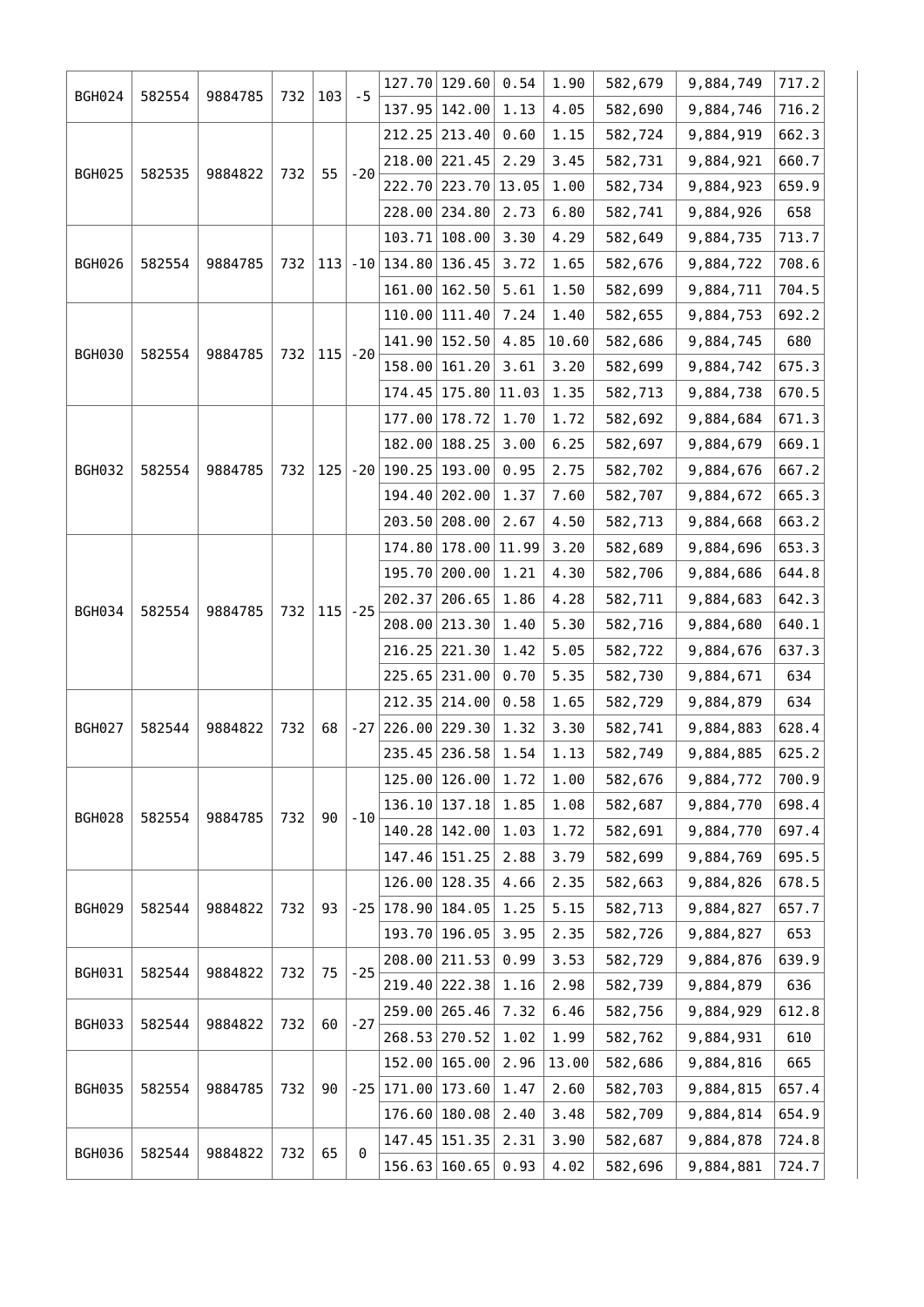| | | | | | | | | | | | | |
|---|---|---|---|---|---|---|---|---|---|---|---|---|
| BGH024 | 582554 | 9884785 | 732 | 103 | -5 | 127.70 | 129.60 | 0.54 | 1.90 | 582,679 | 9,884,749 | 717.2 |
| | | | | | | 137.95 | 142.00 | 1.13 | 4.05 | 582,690 | 9,884,746 | 716.2 |
| BGH025 | 582535 | 9884822 | 732 | 55 | -20 | 212.25 | 213.40 | 0.60 | 1.15 | 582,724 | 9,884,919 | 662.3 |
| | | | | | | 218.00 | 221.45 | 2.29 | 3.45 | 582,731 | 9,884,921 | 660.7 |
| | | | | | | 222.70 | 223.70 | 13.05 | 1.00 | 582,734 | 9,884,923 | 659.9 |
| | | | | | | 228.00 | 234.80 | 2.73 | 6.80 | 582,741 | 9,884,926 | 658 |
| BGH026 | 582554 | 9884785 | 732 | 113 | -10 | 103.71 | 108.00 | 3.30 | 4.29 | 582,649 | 9,884,735 | 713.7 |
| | | | | | | 134.80 | 136.45 | 3.72 | 1.65 | 582,676 | 9,884,722 | 708.6 |
| | | | | | | 161.00 | 162.50 | 5.61 | 1.50 | 582,699 | 9,884,711 | 704.5 |
| BGH030 | 582554 | 9884785 | 732 | 115 | -20 | 110.00 | 111.40 | 7.24 | 1.40 | 582,655 | 9,884,753 | 692.2 |
| | | | | | | 141.90 | 152.50 | 4.85 | 10.60 | 582,686 | 9,884,745 | 680 |
| | | | | | | 158.00 | 161.20 | 3.61 | 3.20 | 582,699 | 9,884,742 | 675.3 |
| | | | | | | 174.45 | 175.80 | 11.03 | 1.35 | 582,713 | 9,884,738 | 670.5 |
| BGH032 | 582554 | 9884785 | 732 | 125 | -20 | 177.00 | 178.72 | 1.70 | 1.72 | 582,692 | 9,884,684 | 671.3 |
| | | | | | | 182.00 | 188.25 | 3.00 | 6.25 | 582,697 | 9,884,679 | 669.1 |
| | | | | | | 190.25 | 193.00 | 0.95 | 2.75 | 582,702 | 9,884,676 | 667.2 |
| | | | | | | 194.40 | 202.00 | 1.37 | 7.60 | 582,707 | 9,884,672 | 665.3 |
| | | | | | | 203.50 | 208.00 | 2.67 | 4.50 | 582,713 | 9,884,668 | 663.2 |
| BGH034 | 582554 | 9884785 | 732 | 115 | -25 | 174.80 | 178.00 | 11.99 | 3.20 | 582,689 | 9,884,696 | 653.3 |
| | | | | | | 195.70 | 200.00 | 1.21 | 4.30 | 582,706 | 9,884,686 | 644.8 |
| | | | | | | 202.37 | 206.65 | 1.86 | 4.28 | 582,711 | 9,884,683 | 642.3 |
| | | | | | | 208.00 | 213.30 | 1.40 | 5.30 | 582,716 | 9,884,680 | 640.1 |
| | | | | | | 216.25 | 221.30 | 1.42 | 5.05 | 582,722 | 9,884,676 | 637.3 |
| | | | | | | 225.65 | 231.00 | 0.70 | 5.35 | 582,730 | 9,884,671 | 634 |
| BGH027 | 582544 | 9884822 | 732 | 68 | -27 | 212.35 | 214.00 | 0.58 | 1.65 | 582,729 | 9,884,879 | 634 |
| | | | | | | 226.00 | 229.30 | 1.32 | 3.30 | 582,741 | 9,884,883 | 628.4 |
| | | | | | | 235.45 | 236.58 | 1.54 | 1.13 | 582,749 | 9,884,885 | 625.2 |
| BGH028 | 582554 | 9884785 | 732 | 90 | -10 | 125.00 | 126.00 | 1.72 | 1.00 | 582,676 | 9,884,772 | 700.9 |
| | | | | | | 136.10 | 137.18 | 1.85 | 1.08 | 582,687 | 9,884,770 | 698.4 |
| | | | | | | 140.28 | 142.00 | 1.03 | 1.72 | 582,691 | 9,884,770 | 697.4 |
| | | | | | | 147.46 | 151.25 | 2.88 | 3.79 | 582,699 | 9,884,769 | 695.5 |
| BGH029 | 582544 | 9884822 | 732 | 93 | -25 | 126.00 | 128.35 | 4.66 | 2.35 | 582,663 | 9,884,826 | 678.5 |
| | | | | | | 178.90 | 184.05 | 1.25 | 5.15 | 582,713 | 9,884,827 | 657.7 |
| | | | | | | 193.70 | 196.05 | 3.95 | 2.35 | 582,726 | 9,884,827 | 653 |
| BGH031 | 582544 | 9884822 | 732 | 75 | -25 | 208.00 | 211.53 | 0.99 | 3.53 | 582,729 | 9,884,876 | 639.9 |
| | | | | | | 219.40 | 222.38 | 1.16 | 2.98 | 582,739 | 9,884,879 | 636 |
| BGH033 | 582544 | 9884822 | 732 | 60 | -27 | 259.00 | 265.46 | 7.32 | 6.46 | 582,756 | 9,884,929 | 612.8 |
| | | | | | | 268.53 | 270.52 | 1.02 | 1.99 | 582,762 | 9,884,931 | 610 |
| BGH035 | 582554 | 9884785 | 732 | 90 | -25 | 152.00 | 165.00 | 2.96 | 13.00 | 582,686 | 9,884,816 | 665 |
| | | | | | | 171.00 | 173.60 | 1.47 | 2.60 | 582,703 | 9,884,815 | 657.4 |
| | | | | | | 176.60 | 180.08 | 2.40 | 3.48 | 582,709 | 9,884,814 | 654.9 |
| BGH036 | 582544 | 9884822 | 732 | 65 | 0 | 147.45 | 151.35 | 2.31 | 3.90 | 582,687 | 9,884,878 | 724.8 |
| | | | | | | 156.63 | 160.65 | 0.93 | 4.02 | 582,696 | 9,884,881 | 724.7 |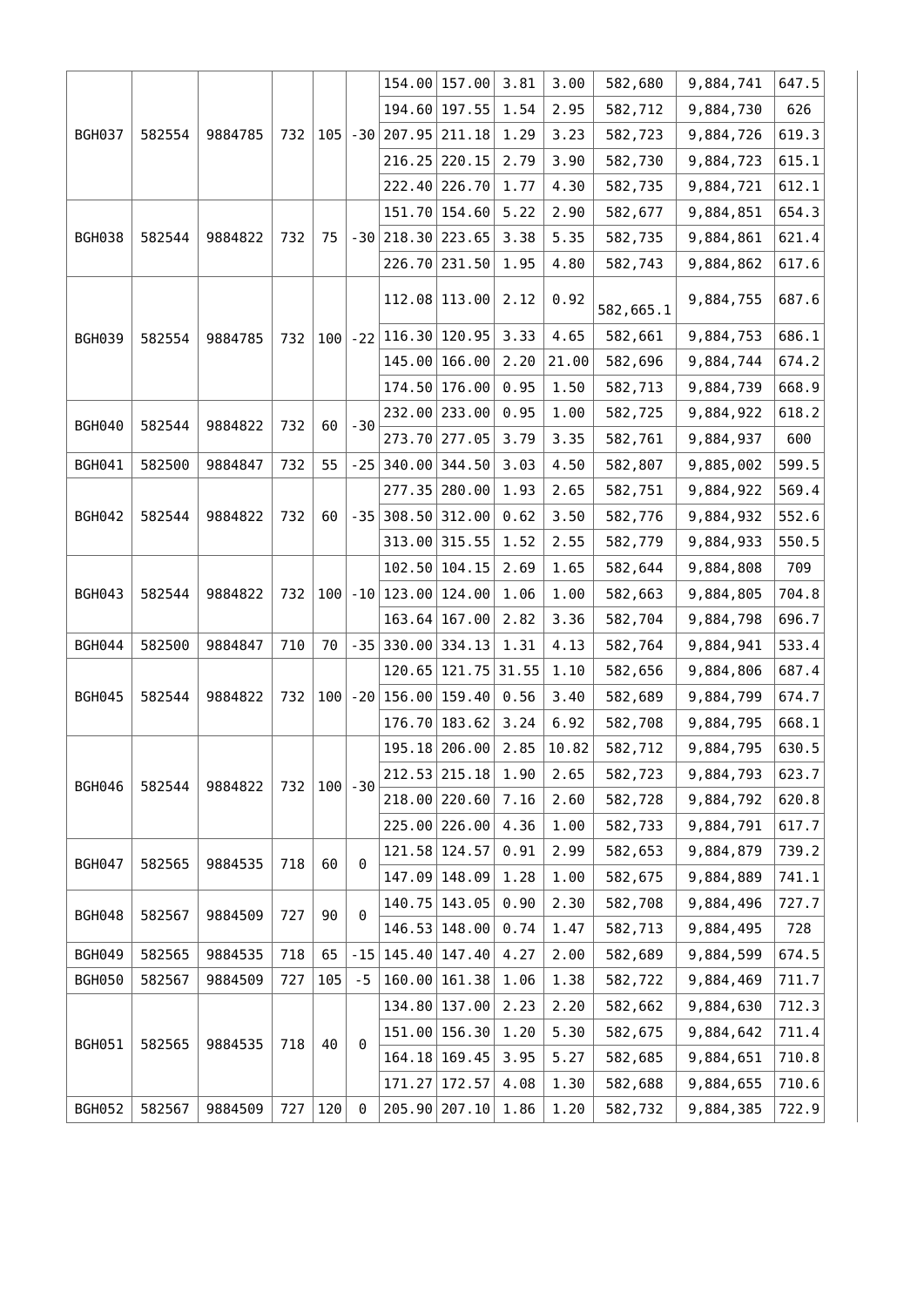| | | | | | | | | | | | | |
|---|---|---|---|---|---|---|---|---|---|---|---|---|
| BGH037 | 582554 | 9884785 | 732 | 105 | -30 | 154.00 | 157.00 | 3.81 | 3.00 | 582,680 | 9,884,741 | 647.5 |
| | | | | | | 194.60 | 197.55 | 1.54 | 2.95 | 582,712 | 9,884,730 | 626 |
| | | | | | | 207.95 | 211.18 | 1.29 | 3.23 | 582,723 | 9,884,726 | 619.3 |
| | | | | | | 216.25 | 220.15 | 2.79 | 3.90 | 582,730 | 9,884,723 | 615.1 |
| | | | | | | 222.40 | 226.70 | 1.77 | 4.30 | 582,735 | 9,884,721 | 612.1 |
| BGH038 | 582544 | 9884822 | 732 | 75 | -30 | 151.70 | 154.60 | 5.22 | 2.90 | 582,677 | 9,884,851 | 654.3 |
| | | | | | | 218.30 | 223.65 | 3.38 | 5.35 | 582,735 | 9,884,861 | 621.4 |
| | | | | | | 226.70 | 231.50 | 1.95 | 4.80 | 582,743 | 9,884,862 | 617.6 |
| BGH039 | 582554 | 9884785 | 732 | 100 | -22 | 112.08 | 113.00 | 2.12 | 0.92 | 582,665.1 | 9,884,755 | 687.6 |
| | | | | | | 116.30 | 120.95 | 3.33 | 4.65 | 582,661 | 9,884,753 | 686.1 |
| | | | | | | 145.00 | 166.00 | 2.20 | 21.00 | 582,696 | 9,884,744 | 674.2 |
| | | | | | | 174.50 | 176.00 | 0.95 | 1.50 | 582,713 | 9,884,739 | 668.9 |
| BGH040 | 582544 | 9884822 | 732 | 60 | -30 | 232.00 | 233.00 | 0.95 | 1.00 | 582,725 | 9,884,922 | 618.2 |
| | | | | | | 273.70 | 277.05 | 3.79 | 3.35 | 582,761 | 9,884,937 | 600 |
| BGH041 | 582500 | 9884847 | 732 | 55 | -25 | 340.00 | 344.50 | 3.03 | 4.50 | 582,807 | 9,885,002 | 599.5 |
| BGH042 | 582544 | 9884822 | 732 | 60 | -35 | 277.35 | 280.00 | 1.93 | 2.65 | 582,751 | 9,884,922 | 569.4 |
| | | | | | | 308.50 | 312.00 | 0.62 | 3.50 | 582,776 | 9,884,932 | 552.6 |
| | | | | | | 313.00 | 315.55 | 1.52 | 2.55 | 582,779 | 9,884,933 | 550.5 |
| BGH043 | 582544 | 9884822 | 732 | 100 | -10 | 102.50 | 104.15 | 2.69 | 1.65 | 582,644 | 9,884,808 | 709 |
| | | | | | | 123.00 | 124.00 | 1.06 | 1.00 | 582,663 | 9,884,805 | 704.8 |
| | | | | | | 163.64 | 167.00 | 2.82 | 3.36 | 582,704 | 9,884,798 | 696.7 |
| BGH044 | 582500 | 9884847 | 710 | 70 | -35 | 330.00 | 334.13 | 1.31 | 4.13 | 582,764 | 9,884,941 | 533.4 |
| BGH045 | 582544 | 9884822 | 732 | 100 | -20 | 120.65 | 121.75 | 31.55 | 1.10 | 582,656 | 9,884,806 | 687.4 |
| | | | | | | 156.00 | 159.40 | 0.56 | 3.40 | 582,689 | 9,884,799 | 674.7 |
| | | | | | | 176.70 | 183.62 | 3.24 | 6.92 | 582,708 | 9,884,795 | 668.1 |
| BGH046 | 582544 | 9884822 | 732 | 100 | -30 | 195.18 | 206.00 | 2.85 | 10.82 | 582,712 | 9,884,795 | 630.5 |
| | | | | | | 212.53 | 215.18 | 1.90 | 2.65 | 582,723 | 9,884,793 | 623.7 |
| | | | | | | 218.00 | 220.60 | 7.16 | 2.60 | 582,728 | 9,884,792 | 620.8 |
| | | | | | | 225.00 | 226.00 | 4.36 | 1.00 | 582,733 | 9,884,791 | 617.7 |
| BGH047 | 582565 | 9884535 | 718 | 60 | 0 | 121.58 | 124.57 | 0.91 | 2.99 | 582,653 | 9,884,879 | 739.2 |
| | | | | | | 147.09 | 148.09 | 1.28 | 1.00 | 582,675 | 9,884,889 | 741.1 |
| BGH048 | 582567 | 9884509 | 727 | 90 | 0 | 140.75 | 143.05 | 0.90 | 2.30 | 582,708 | 9,884,496 | 727.7 |
| | | | | | | 146.53 | 148.00 | 0.74 | 1.47 | 582,713 | 9,884,495 | 728 |
| BGH049 | 582565 | 9884535 | 718 | 65 | -15 | 145.40 | 147.40 | 4.27 | 2.00 | 582,689 | 9,884,599 | 674.5 |
| BGH050 | 582567 | 9884509 | 727 | 105 | -5 | 160.00 | 161.38 | 1.06 | 1.38 | 582,722 | 9,884,469 | 711.7 |
| BGH051 | 582565 | 9884535 | 718 | 40 | 0 | 134.80 | 137.00 | 2.23 | 2.20 | 582,662 | 9,884,630 | 712.3 |
| | | | | | | 151.00 | 156.30 | 1.20 | 5.30 | 582,675 | 9,884,642 | 711.4 |
| | | | | | | 164.18 | 169.45 | 3.95 | 5.27 | 582,685 | 9,884,651 | 710.8 |
| | | | | | | 171.27 | 172.57 | 4.08 | 1.30 | 582,688 | 9,884,655 | 710.6 |
| BGH052 | 582567 | 9884509 | 727 | 120 | 0 | 205.90 | 207.10 | 1.86 | 1.20 | 582,732 | 9,884,385 | 722.9 |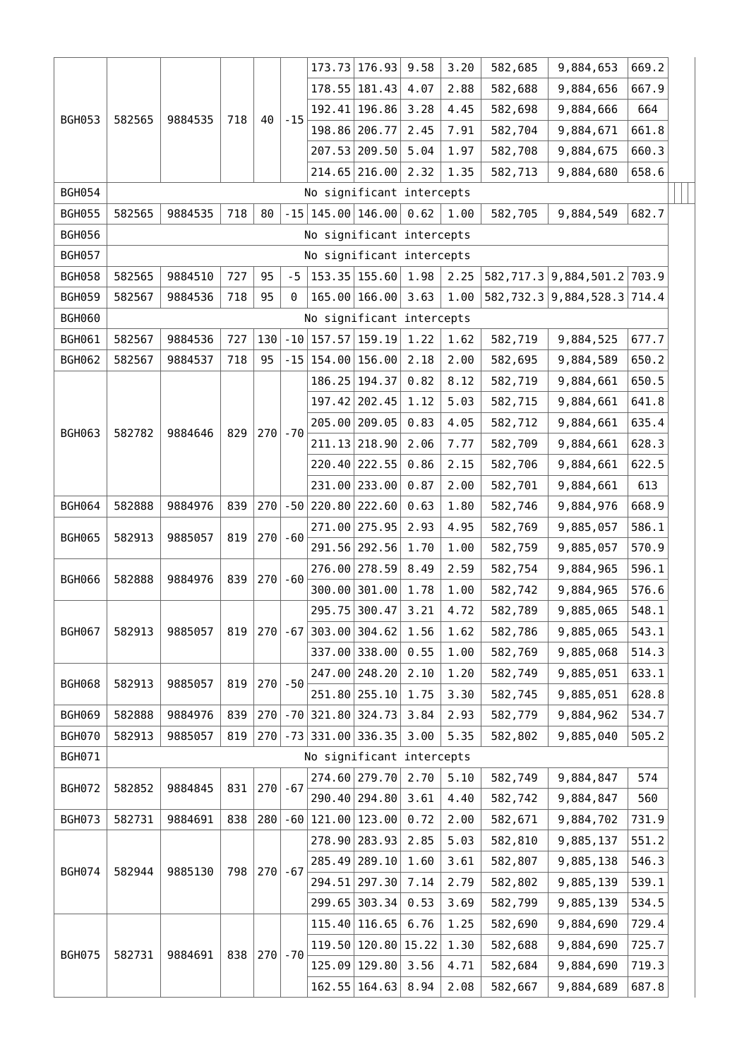| | | | | | | | | | | | | |
|---|---|---|---|---|---|---|---|---|---|---|---|---|
| BGH053 | 582565 | 9884535 | 718 | 40 | -15 | 173.73 | 176.93 | 9.58 | 3.20 | 582,685 | 9,884,653 | 669.2 |
| | | | | | | 178.55 | 181.43 | 4.07 | 2.88 | 582,688 | 9,884,656 | 667.9 |
| | | | | | | 192.41 | 196.86 | 3.28 | 4.45 | 582,698 | 9,884,666 | 664 |
| | | | | | | 198.86 | 206.77 | 2.45 | 7.91 | 582,704 | 9,884,671 | 661.8 |
| | | | | | | 207.53 | 209.50 | 5.04 | 1.97 | 582,708 | 9,884,675 | 660.3 |
| | | | | | | 214.65 | 216.00 | 2.32 | 1.35 | 582,713 | 9,884,680 | 658.6 |
| BGH054 | No significant intercepts | | | | | | | | | | | |
| BGH055 | 582565 | 9884535 | 718 | 80 | -15 | 145.00 | 146.00 | 0.62 | 1.00 | 582,705 | 9,884,549 | 682.7 |
| BGH056 | No significant intercepts | | | | | | | | | | | |
| BGH057 | No significant intercepts | | | | | | | | | | | |
| BGH058 | 582565 | 9884510 | 727 | 95 | -5 | 153.35 | 155.60 | 1.98 | 2.25 | 582,717.3 | 9,884,501.2 | 703.9 |
| BGH059 | 582567 | 9884536 | 718 | 95 | 0 | 165.00 | 166.00 | 3.63 | 1.00 | 582,732.3 | 9,884,528.3 | 714.4 |
| BGH060 | No significant intercepts | | | | | | | | | | | |
| BGH061 | 582567 | 9884536 | 727 | 130 | -10 | 157.57 | 159.19 | 1.22 | 1.62 | 582,719 | 9,884,525 | 677.7 |
| BGH062 | 582567 | 9884537 | 718 | 95 | -15 | 154.00 | 156.00 | 2.18 | 2.00 | 582,695 | 9,884,589 | 650.2 |
| BGH063 | 582782 | 9884646 | 829 | 270 | -70 | 186.25 | 194.37 | 0.82 | 8.12 | 582,719 | 9,884,661 | 650.5 |
| | | | | | | 197.42 | 202.45 | 1.12 | 5.03 | 582,715 | 9,884,661 | 641.8 |
| | | | | | | 205.00 | 209.05 | 0.83 | 4.05 | 582,712 | 9,884,661 | 635.4 |
| | | | | | | 211.13 | 218.90 | 2.06 | 7.77 | 582,709 | 9,884,661 | 628.3 |
| | | | | | | 220.40 | 222.55 | 0.86 | 2.15 | 582,706 | 9,884,661 | 622.5 |
| | | | | | | 231.00 | 233.00 | 0.87 | 2.00 | 582,701 | 9,884,661 | 613 |
| BGH064 | 582888 | 9884976 | 839 | 270 | -50 | 220.80 | 222.60 | 0.63 | 1.80 | 582,746 | 9,884,976 | 668.9 |
| BGH065 | 582913 | 9885057 | 819 | 270 | -60 | 271.00 | 275.95 | 2.93 | 4.95 | 582,769 | 9,885,057 | 586.1 |
| | | | | | | 291.56 | 292.56 | 1.70 | 1.00 | 582,759 | 9,885,057 | 570.9 |
| BGH066 | 582888 | 9884976 | 839 | 270 | -60 | 276.00 | 278.59 | 8.49 | 2.59 | 582,754 | 9,884,965 | 596.1 |
| | | | | | | 300.00 | 301.00 | 1.78 | 1.00 | 582,742 | 9,884,965 | 576.6 |
| BGH067 | 582913 | 9885057 | 819 | 270 | -67 | 295.75 | 300.47 | 3.21 | 4.72 | 582,789 | 9,885,065 | 548.1 |
| | | | | | | 303.00 | 304.62 | 1.56 | 1.62 | 582,786 | 9,885,065 | 543.1 |
| | | | | | | 337.00 | 338.00 | 0.55 | 1.00 | 582,769 | 9,885,068 | 514.3 |
| BGH068 | 582913 | 9885057 | 819 | 270 | -50 | 247.00 | 248.20 | 2.10 | 1.20 | 582,749 | 9,885,051 | 633.1 |
| | | | | | | 251.80 | 255.10 | 1.75 | 3.30 | 582,745 | 9,885,051 | 628.8 |
| BGH069 | 582888 | 9884976 | 839 | 270 | -70 | 321.80 | 324.73 | 3.84 | 2.93 | 582,779 | 9,884,962 | 534.7 |
| BGH070 | 582913 | 9885057 | 819 | 270 | -73 | 331.00 | 336.35 | 3.00 | 5.35 | 582,802 | 9,885,040 | 505.2 |
| BGH071 | No significant intercepts | | | | | | | | | | | |
| BGH072 | 582852 | 9884845 | 831 | 270 | -67 | 274.60 | 279.70 | 2.70 | 5.10 | 582,749 | 9,884,847 | 574 |
| | | | | | | 290.40 | 294.80 | 3.61 | 4.40 | 582,742 | 9,884,847 | 560 |
| BGH073 | 582731 | 9884691 | 838 | 280 | -60 | 121.00 | 123.00 | 0.72 | 2.00 | 582,671 | 9,884,702 | 731.9 |
| BGH074 | 582944 | 9885130 | 798 | 270 | -67 | 278.90 | 283.93 | 2.85 | 5.03 | 582,810 | 9,885,137 | 551.2 |
| | | | | | | 285.49 | 289.10 | 1.60 | 3.61 | 582,807 | 9,885,138 | 546.3 |
| | | | | | | 294.51 | 297.30 | 7.14 | 2.79 | 582,802 | 9,885,139 | 539.1 |
| | | | | | | 299.65 | 303.34 | 0.53 | 3.69 | 582,799 | 9,885,139 | 534.5 |
| BGH075 | 582731 | 9884691 | 838 | 270 | -70 | 115.40 | 116.65 | 6.76 | 1.25 | 582,690 | 9,884,690 | 729.4 |
| | | | | | | 119.50 | 120.80 | 15.22 | 1.30 | 582,688 | 9,884,690 | 725.7 |
| | | | | | | 125.09 | 129.80 | 3.56 | 4.71 | 582,684 | 9,884,690 | 719.3 |
| | | | | | | 162.55 | 164.63 | 8.94 | 2.08 | 582,667 | 9,884,689 | 687.8 |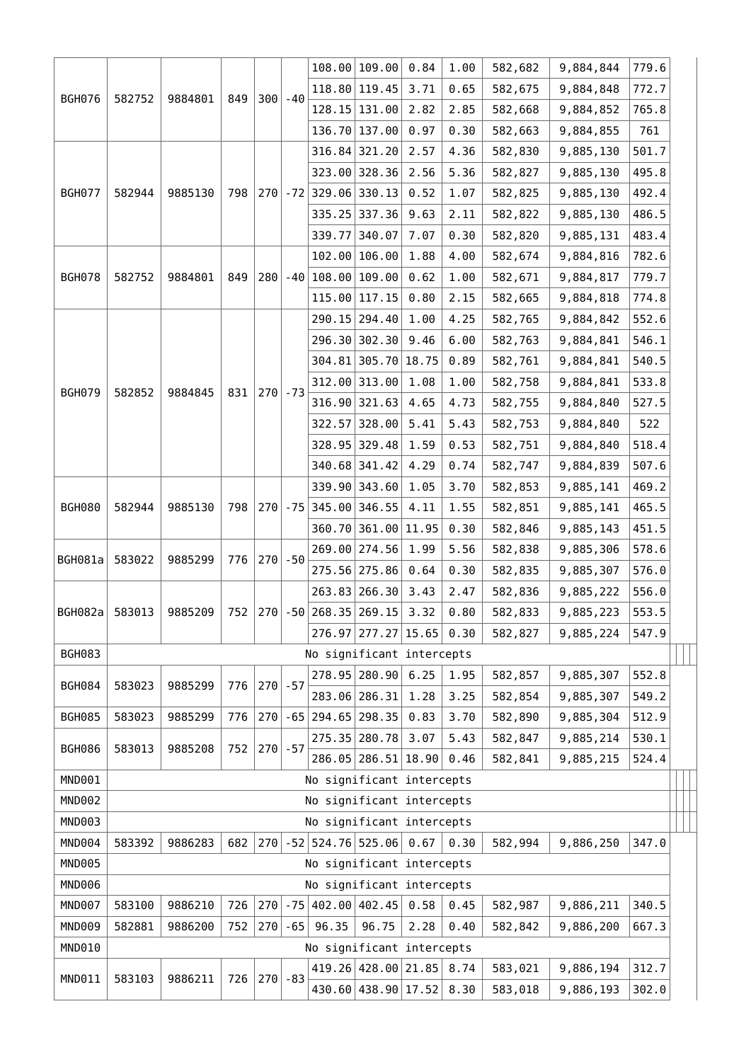| | | | | | | | | | | | | |
|---|---|---|---|---|---|---|---|---|---|---|---|---|
| BGH076 | 582752 | 9884801 | 849 | 300 | -40 | 108.00 | 109.00 | 0.84 | 1.00 | 582,682 | 9,884,844 | 779.6 |
| | | | | | | 118.80 | 119.45 | 3.71 | 0.65 | 582,675 | 9,884,848 | 772.7 |
| | | | | | | 128.15 | 131.00 | 2.82 | 2.85 | 582,668 | 9,884,852 | 765.8 |
| | | | | | | 136.70 | 137.00 | 0.97 | 0.30 | 582,663 | 9,884,855 | 761 |
| BGH077 | 582944 | 9885130 | 798 | 270 | -72 | 316.84 | 321.20 | 2.57 | 4.36 | 582,830 | 9,885,130 | 501.7 |
| | | | | | | 323.00 | 328.36 | 2.56 | 5.36 | 582,827 | 9,885,130 | 495.8 |
| | | | | | | 329.06 | 330.13 | 0.52 | 1.07 | 582,825 | 9,885,130 | 492.4 |
| | | | | | | 335.25 | 337.36 | 9.63 | 2.11 | 582,822 | 9,885,130 | 486.5 |
| | | | | | | 339.77 | 340.07 | 7.07 | 0.30 | 582,820 | 9,885,131 | 483.4 |
| BGH078 | 582752 | 9884801 | 849 | 280 | -40 | 102.00 | 106.00 | 1.88 | 4.00 | 582,674 | 9,884,816 | 782.6 |
| | | | | | | 108.00 | 109.00 | 0.62 | 1.00 | 582,671 | 9,884,817 | 779.7 |
| | | | | | | 115.00 | 117.15 | 0.80 | 2.15 | 582,665 | 9,884,818 | 774.8 |
| BGH079 | 582852 | 9884845 | 831 | 270 | -73 | 290.15 | 294.40 | 1.00 | 4.25 | 582,765 | 9,884,842 | 552.6 |
| | | | | | | 296.30 | 302.30 | 9.46 | 6.00 | 582,763 | 9,884,841 | 546.1 |
| | | | | | | 304.81 | 305.70 | 18.75 | 0.89 | 582,761 | 9,884,841 | 540.5 |
| | | | | | | 312.00 | 313.00 | 1.08 | 1.00 | 582,758 | 9,884,841 | 533.8 |
| | | | | | | 316.90 | 321.63 | 4.65 | 4.73 | 582,755 | 9,884,840 | 527.5 |
| | | | | | | 322.57 | 328.00 | 5.41 | 5.43 | 582,753 | 9,884,840 | 522 |
| | | | | | | 328.95 | 329.48 | 1.59 | 0.53 | 582,751 | 9,884,840 | 518.4 |
| | | | | | | 340.68 | 341.42 | 4.29 | 0.74 | 582,747 | 9,884,839 | 507.6 |
| BGH080 | 582944 | 9885130 | 798 | 270 | -75 | 339.90 | 343.60 | 1.05 | 3.70 | 582,853 | 9,885,141 | 469.2 |
| | | | | | | 345.00 | 346.55 | 4.11 | 1.55 | 582,851 | 9,885,141 | 465.5 |
| | | | | | | 360.70 | 361.00 | 11.95 | 0.30 | 582,846 | 9,885,143 | 451.5 |
| BGH081a | 583022 | 9885299 | 776 | 270 | -50 | 269.00 | 274.56 | 1.99 | 5.56 | 582,838 | 9,885,306 | 578.6 |
| | | | | | | 275.56 | 275.86 | 0.64 | 0.30 | 582,835 | 9,885,307 | 576.0 |
| BGH082a | 583013 | 9885209 | 752 | 270 | -50 | 263.83 | 266.30 | 3.43 | 2.47 | 582,836 | 9,885,222 | 556.0 |
| | | | | | | 268.35 | 269.15 | 3.32 | 0.80 | 582,833 | 9,885,223 | 553.5 |
| | | | | | | 276.97 | 277.27 | 15.65 | 0.30 | 582,827 | 9,885,224 | 547.9 |
| BGH083 | No significant intercepts | | | | | | | | | | | |
| BGH084 | 583023 | 9885299 | 776 | 270 | -57 | 278.95 | 280.90 | 6.25 | 1.95 | 582,857 | 9,885,307 | 552.8 |
| | | | | | | 283.06 | 286.31 | 1.28 | 3.25 | 582,854 | 9,885,307 | 549.2 |
| BGH085 | 583023 | 9885299 | 776 | 270 | -65 | 294.65 | 298.35 | 0.83 | 3.70 | 582,890 | 9,885,304 | 512.9 |
| BGH086 | 583013 | 9885208 | 752 | 270 | -57 | 275.35 | 280.78 | 3.07 | 5.43 | 582,847 | 9,885,214 | 530.1 |
| | | | | | | 286.05 | 286.51 | 18.90 | 0.46 | 582,841 | 9,885,215 | 524.4 |
| MND001 | No significant intercepts | | | | | | | | | | | |
| MND002 | No significant intercepts | | | | | | | | | | | |
| MND003 | No significant intercepts | | | | | | | | | | | |
| MND004 | 583392 | 9886283 | 682 | 270 | -52 | 524.76 | 525.06 | 0.67 | 0.30 | 582,994 | 9,886,250 | 347.0 |
| MND005 | No significant intercepts | | | | | | | | | | | |
| MND006 | No significant intercepts | | | | | | | | | | | |
| MND007 | 583100 | 9886210 | 726 | 270 | -75 | 402.00 | 402.45 | 0.58 | 0.45 | 582,987 | 9,886,211 | 340.5 |
| MND009 | 582881 | 9886200 | 752 | 270 | -65 | 96.35 | 96.75 | 2.28 | 0.40 | 582,842 | 9,886,200 | 667.3 |
| MND010 | No significant intercepts | | | | | | | | | | | |
| MND011 | 583103 | 9886211 | 726 | 270 | -83 | 419.26 | 428.00 | 21.85 | 8.74 | 583,021 | 9,886,194 | 312.7 |
| | | | | | | 430.60 | 438.90 | 17.52 | 8.30 | 583,018 | 9,886,193 | 302.0 |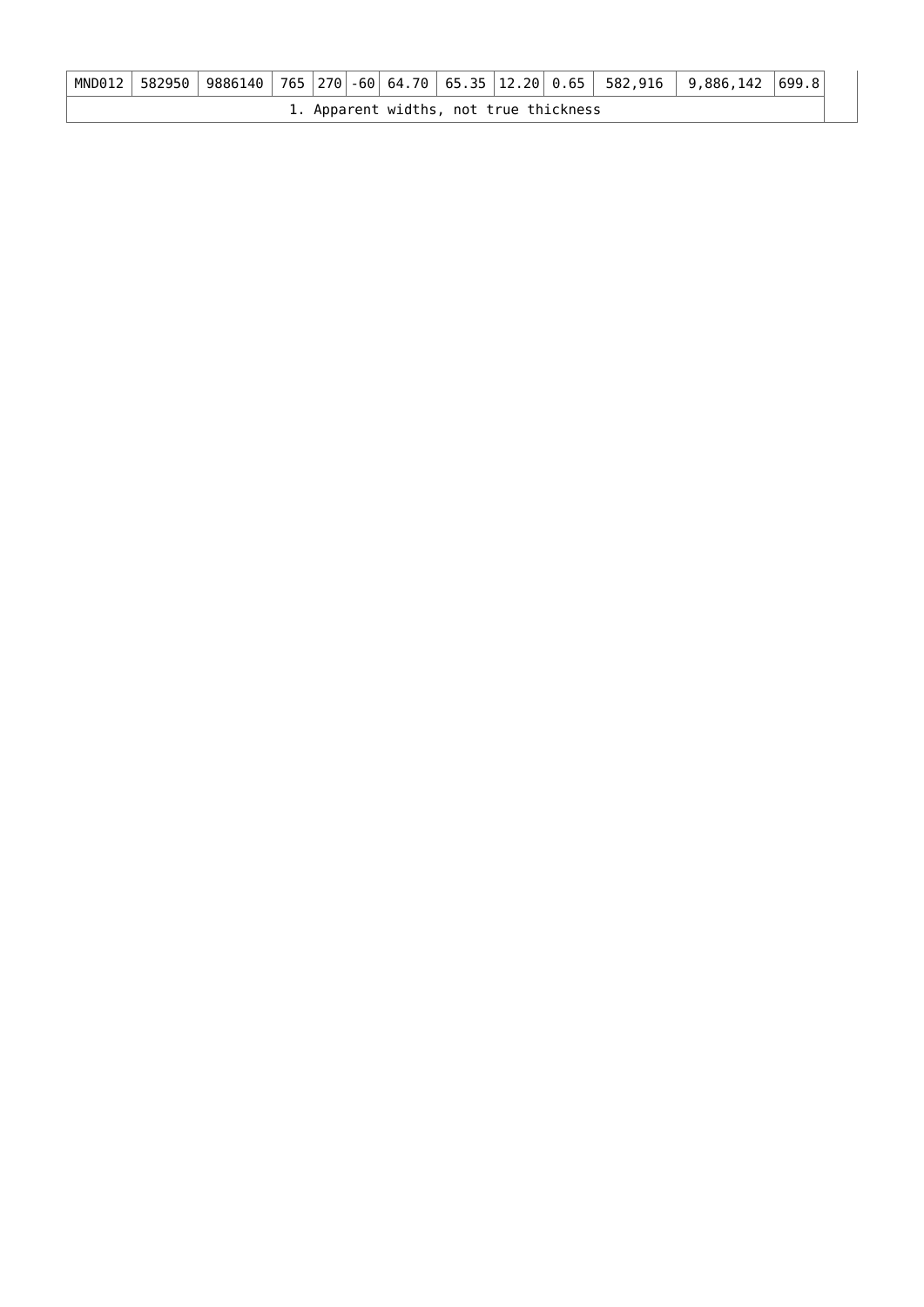| | | | | | | | | | | | | | |
|---|---|---|---|---|---|---|---|---|---|---|---|---|---|
| MND012 | 582950 | 9886140 | 765 | 270 | -60 | 64.70 | 65.35 | 12.20 | 0.65 | 582,916 | 9,886,142 | 699.8 | |
| 1. Apparent widths, not true thickness | | | | | | | | | | | | | |